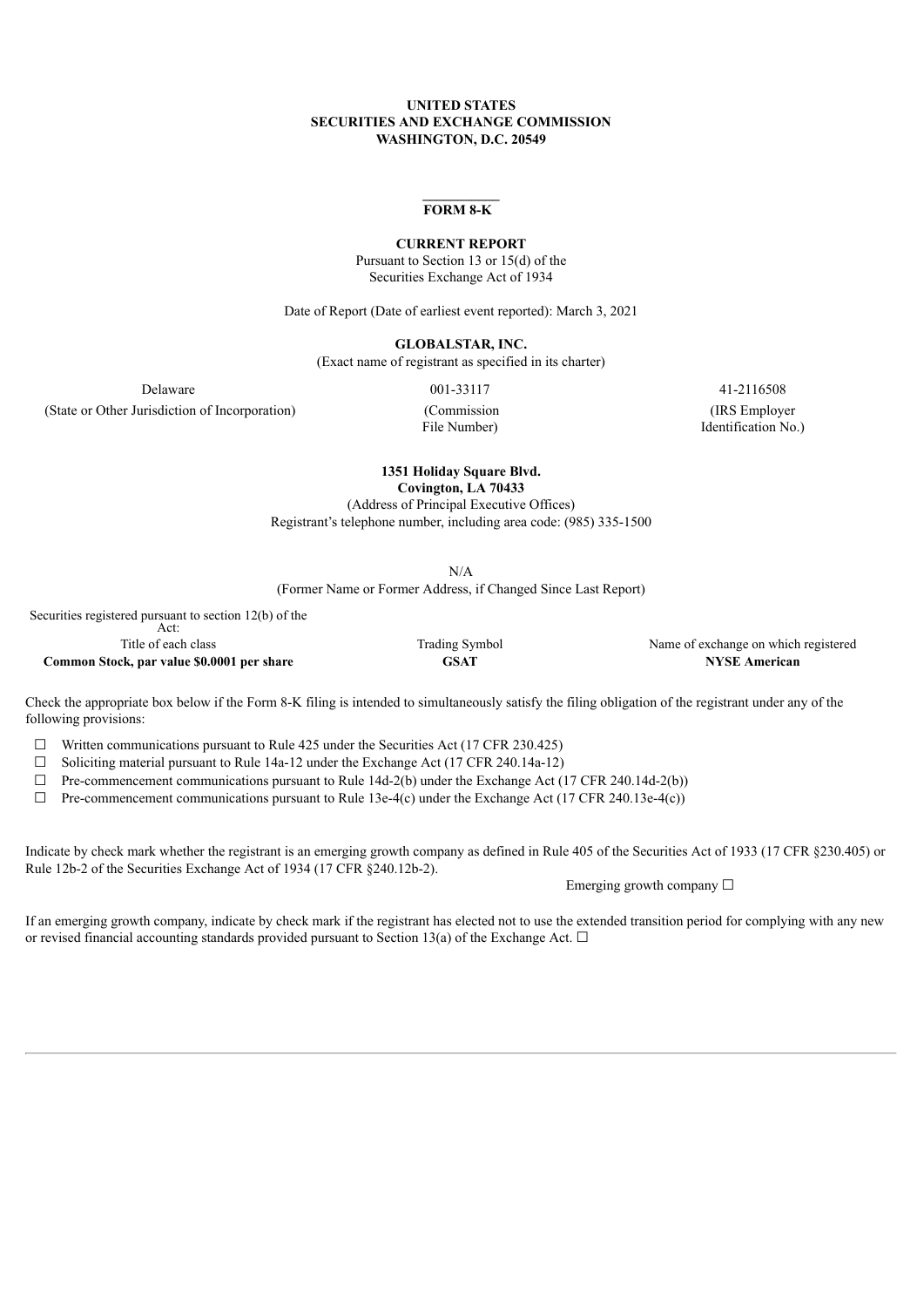**UNITED STATES**
**SECURITIES AND EXCHANGE COMMISSION**
**WASHINGTON, D.C. 20549**

# FORM 8-K

**CURRENT REPORT**

Pursuant to Section 13 or 15(d) of the
Securities Exchange Act of 1934

Date of Report (Date of earliest event reported): March 3, 2021

**GLOBALSTAR, INC.**

(Exact name of registrant as specified in its charter)

| Delaware | 001-33117 | 41-2116508 |
|---|---|---|
| (State or Other Jurisdiction of Incorporation) | (Commission File Number) | (IRS Employer Identification No.) |

**1351 Holiday Square Blvd.**
**Covington, LA 70433**

(Address of Principal Executive Offices)

Registrant's telephone number, including area code: (985) 335-1500

N/A

(Former Name or Former Address, if Changed Since Last Report)

Securities registered pursuant to section 12(b) of the Act:

| Title of each class | Trading Symbol | Name of exchange on which registered |
|---|---|---|
| **Common Stock, par value $0.0001 per share** | **GSAT** | **NYSE American** |

Check the appropriate box below if the Form 8-K filing is intended to simultaneously satisfy the filing obligation of the registrant under any of the following provisions:

☐ Written communications pursuant to Rule 425 under the Securities Act (17 CFR 230.425)

☐ Soliciting material pursuant to Rule 14a-12 under the Exchange Act (17 CFR 240.14a-12)

☐ Pre-commencement communications pursuant to Rule 14d-2(b) under the Exchange Act (17 CFR 240.14d-2(b))

☐ Pre-commencement communications pursuant to Rule 13e-4(c) under the Exchange Act (17 CFR 240.13e-4(c))

Indicate by check mark whether the registrant is an emerging growth company as defined in Rule 405 of the Securities Act of 1933 (17 CFR §230.405) or Rule 12b-2 of the Securities Exchange Act of 1934 (17 CFR §240.12b-2).

Emerging growth company ☐

If an emerging growth company, indicate by check mark if the registrant has elected not to use the extended transition period for complying with any new or revised financial accounting standards provided pursuant to Section 13(a) of the Exchange Act. ☐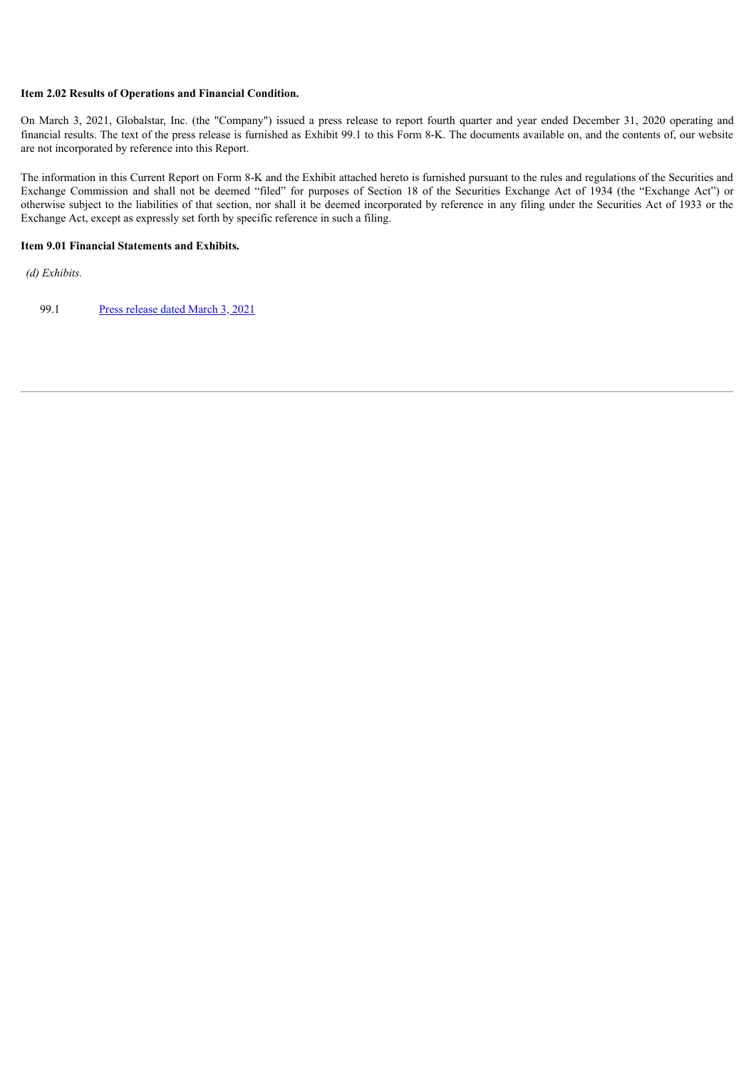**Item 2.02 Results of Operations and Financial Condition.**

On March 3, 2021, Globalstar, Inc. (the "Company") issued a press release to report fourth quarter and year ended December 31, 2020 operating and financial results. The text of the press release is furnished as Exhibit 99.1 to this Form 8-K. The documents available on, and the contents of, our website are not incorporated by reference into this Report.

The information in this Current Report on Form 8-K and the Exhibit attached hereto is furnished pursuant to the rules and regulations of the Securities and Exchange Commission and shall not be deemed "filed" for purposes of Section 18 of the Securities Exchange Act of 1934 (the "Exchange Act") or otherwise subject to the liabilities of that section, nor shall it be deemed incorporated by reference in any filing under the Securities Act of 1933 or the Exchange Act, except as expressly set forth by specific reference in such a filing.

**Item 9.01 Financial Statements and Exhibits.**

*(d) Exhibits.*

99.1 Press release dated March 3, 2021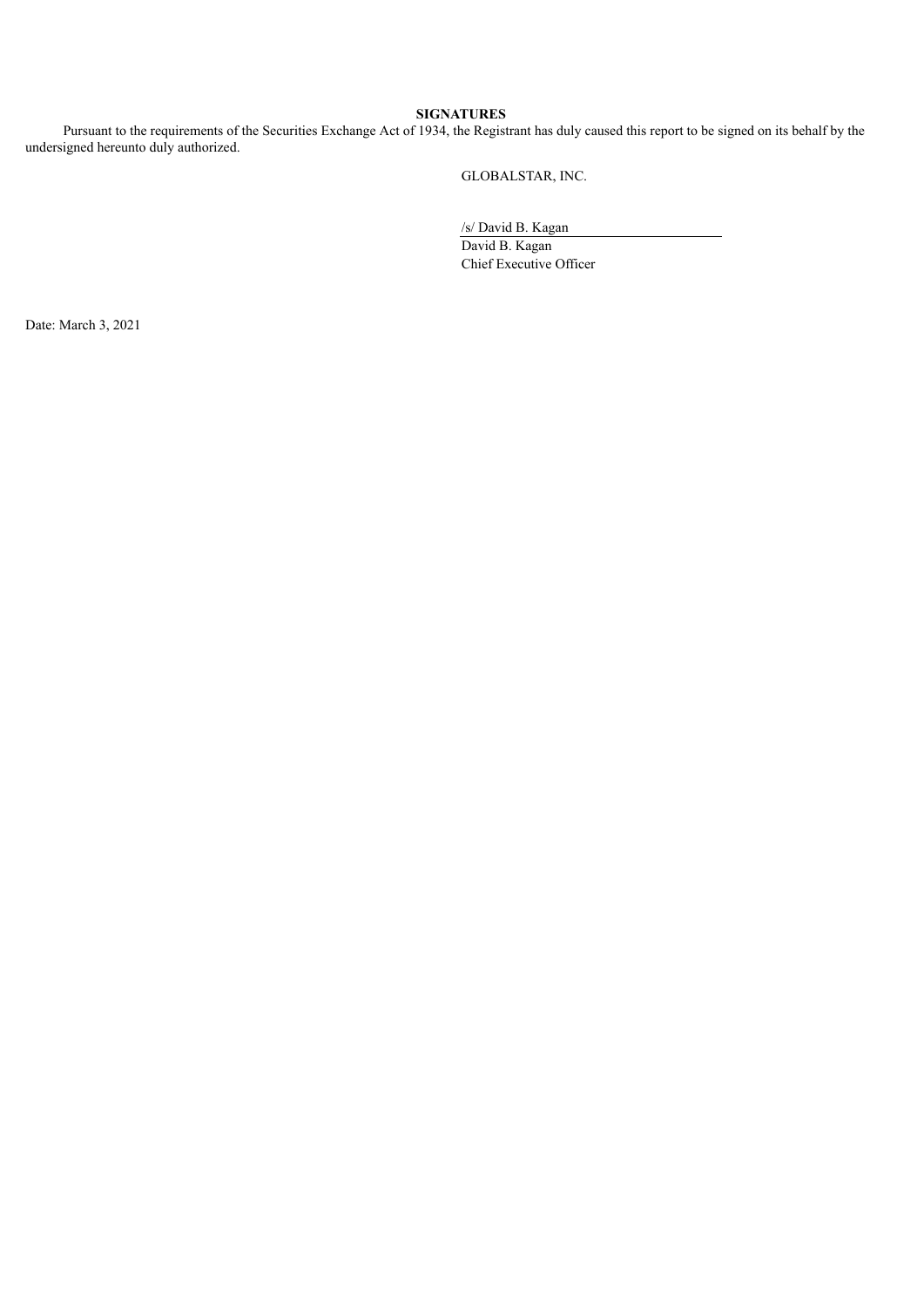**SIGNATURES**

Pursuant to the requirements of the Securities Exchange Act of 1934, the Registrant has duly caused this report to be signed on its behalf by the undersigned hereunto duly authorized.

GLOBALSTAR, INC.

/s/ David B. Kagan
David B. Kagan
Chief Executive Officer

Date: March 3, 2021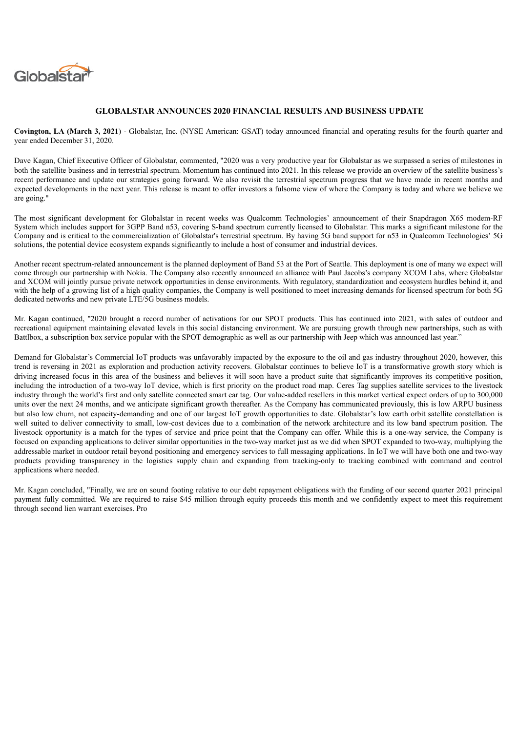# GLOBALSTAR ANNOUNCES 2020 FINANCIAL RESULTS AND BUSINESS UPDATE

**Covington, LA (March 3, 2021**) - Globalstar, Inc. (NYSE American: GSAT) today announced financial and operating results for the fourth quarter and year ended December 31, 2020.

Dave Kagan, Chief Executive Officer of Globalstar, commented, "2020 was a very productive year for Globalstar as we surpassed a series of milestones in both the satellite business and in terrestrial spectrum. Momentum has continued into 2021. In this release we provide an overview of the satellite business's recent performance and update our strategies going forward. We also revisit the terrestrial spectrum progress that we have made in recent months and expected developments in the next year. This release is meant to offer investors a fulsome view of where the Company is today and where we believe we are going."

The most significant development for Globalstar in recent weeks was Qualcomm Technologies' announcement of their Snapdragon X65 modem-RF System which includes support for 3GPP Band n53, covering S-band spectrum currently licensed to Globalstar. This marks a significant milestone for the Company and is critical to the commercialization of Globalstar's terrestrial spectrum. By having 5G band support for n53 in Qualcomm Technologies' 5G solutions, the potential device ecosystem expands significantly to include a host of consumer and industrial devices.

Another recent spectrum-related announcement is the planned deployment of Band 53 at the Port of Seattle. This deployment is one of many we expect will come through our partnership with Nokia. The Company also recently announced an alliance with Paul Jacobs's company XCOM Labs, where Globalstar and XCOM will jointly pursue private network opportunities in dense environments. With regulatory, standardization and ecosystem hurdles behind it, and with the help of a growing list of a high quality companies, the Company is well positioned to meet increasing demands for licensed spectrum for both 5G dedicated networks and new private LTE/5G business models.

Mr. Kagan continued, "2020 brought a record number of activations for our SPOT products. This has continued into 2021, with sales of outdoor and recreational equipment maintaining elevated levels in this social distancing environment. We are pursuing growth through new partnerships, such as with Battlbox, a subscription box service popular with the SPOT demographic as well as our partnership with Jeep which was announced last year."

Demand for Globalstar's Commercial IoT products was unfavorably impacted by the exposure to the oil and gas industry throughout 2020, however, this trend is reversing in 2021 as exploration and production activity recovers. Globalstar continues to believe IoT is a transformative growth story which is driving increased focus in this area of the business and believes it will soon have a product suite that significantly improves its competitive position, including the introduction of a two-way IoT device, which is first priority on the product road map. Ceres Tag supplies satellite services to the livestock industry through the world's first and only satellite connected smart ear tag. Our value-added resellers in this market vertical expect orders of up to 300,000 units over the next 24 months, and we anticipate significant growth thereafter. As the Company has communicated previously, this is low ARPU business but also low churn, not capacity-demanding and one of our largest IoT growth opportunities to date. Globalstar's low earth orbit satellite constellation is well suited to deliver connectivity to small, low-cost devices due to a combination of the network architecture and its low band spectrum position. The livestock opportunity is a match for the types of service and price point that the Company can offer. While this is a one-way service, the Company is focused on expanding applications to deliver similar opportunities in the two-way market just as we did when SPOT expanded to two-way, multiplying the addressable market in outdoor retail beyond positioning and emergency services to full messaging applications. In IoT we will have both one and two-way products providing transparency in the logistics supply chain and expanding from tracking-only to tracking combined with command and control applications where needed.

Mr. Kagan concluded, "Finally, we are on sound footing relative to our debt repayment obligations with the funding of our second quarter 2021 principal payment fully committed. We are required to raise $45 million through equity proceeds this month and we confidently expect to meet this requirement through second lien warrant exercises. Pro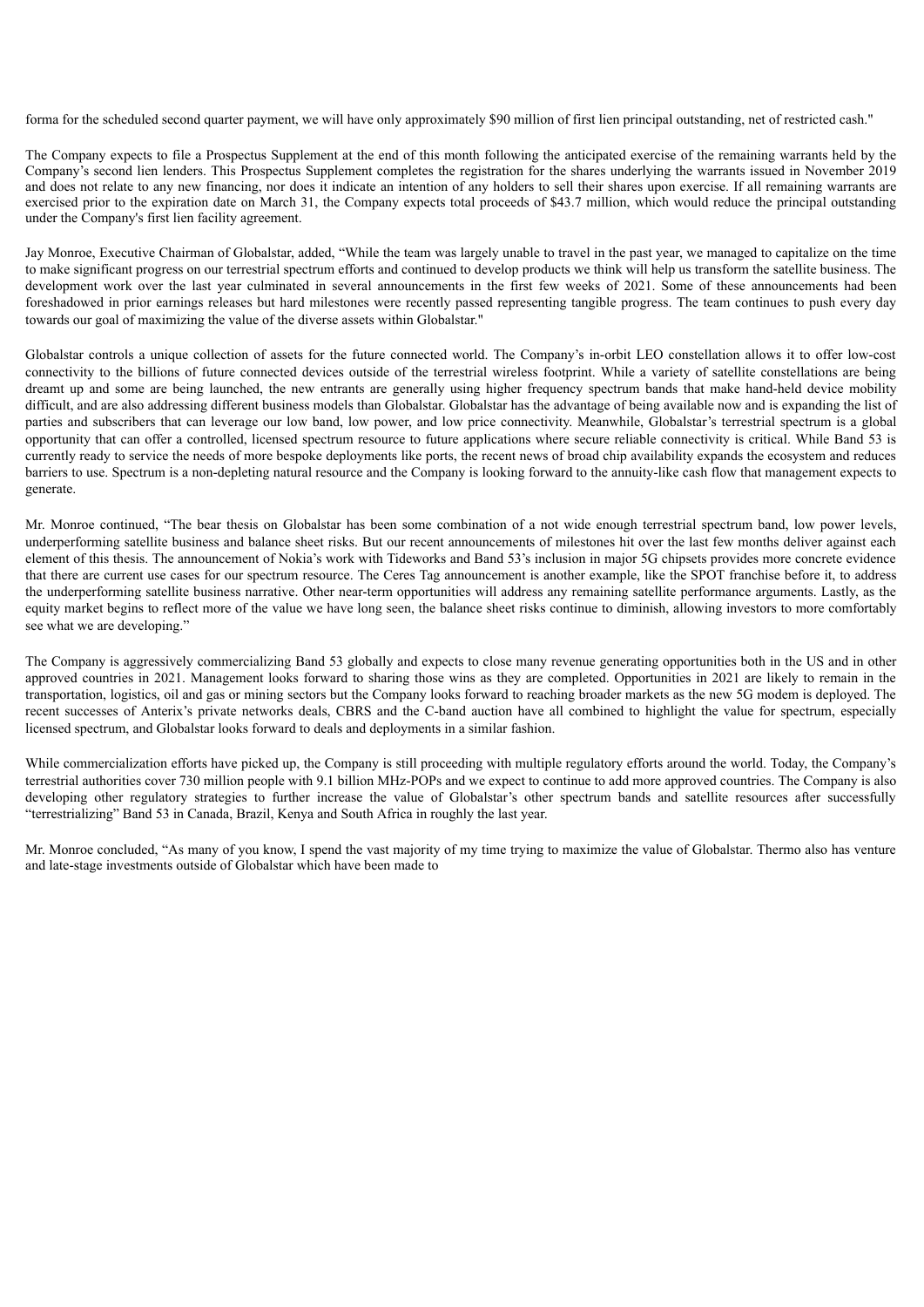forma for the scheduled second quarter payment, we will have only approximately $90 million of first lien principal outstanding, net of restricted cash."

The Company expects to file a Prospectus Supplement at the end of this month following the anticipated exercise of the remaining warrants held by the Company's second lien lenders. This Prospectus Supplement completes the registration for the shares underlying the warrants issued in November 2019 and does not relate to any new financing, nor does it indicate an intention of any holders to sell their shares upon exercise. If all remaining warrants are exercised prior to the expiration date on March 31, the Company expects total proceeds of $43.7 million, which would reduce the principal outstanding under the Company's first lien facility agreement.

Jay Monroe, Executive Chairman of Globalstar, added, "While the team was largely unable to travel in the past year, we managed to capitalize on the time to make significant progress on our terrestrial spectrum efforts and continued to develop products we think will help us transform the satellite business. The development work over the last year culminated in several announcements in the first few weeks of 2021. Some of these announcements had been foreshadowed in prior earnings releases but hard milestones were recently passed representing tangible progress. The team continues to push every day towards our goal of maximizing the value of the diverse assets within Globalstar."

Globalstar controls a unique collection of assets for the future connected world. The Company's in-orbit LEO constellation allows it to offer low-cost connectivity to the billions of future connected devices outside of the terrestrial wireless footprint. While a variety of satellite constellations are being dreamt up and some are being launched, the new entrants are generally using higher frequency spectrum bands that make hand-held device mobility difficult, and are also addressing different business models than Globalstar. Globalstar has the advantage of being available now and is expanding the list of parties and subscribers that can leverage our low band, low power, and low price connectivity. Meanwhile, Globalstar's terrestrial spectrum is a global opportunity that can offer a controlled, licensed spectrum resource to future applications where secure reliable connectivity is critical. While Band 53 is currently ready to service the needs of more bespoke deployments like ports, the recent news of broad chip availability expands the ecosystem and reduces barriers to use. Spectrum is a non-depleting natural resource and the Company is looking forward to the annuity-like cash flow that management expects to generate.

Mr. Monroe continued, "The bear thesis on Globalstar has been some combination of a not wide enough terrestrial spectrum band, low power levels, underperforming satellite business and balance sheet risks. But our recent announcements of milestones hit over the last few months deliver against each element of this thesis. The announcement of Nokia's work with Tideworks and Band 53's inclusion in major 5G chipsets provides more concrete evidence that there are current use cases for our spectrum resource. The Ceres Tag announcement is another example, like the SPOT franchise before it, to address the underperforming satellite business narrative. Other near-term opportunities will address any remaining satellite performance arguments. Lastly, as the equity market begins to reflect more of the value we have long seen, the balance sheet risks continue to diminish, allowing investors to more comfortably see what we are developing."

The Company is aggressively commercializing Band 53 globally and expects to close many revenue generating opportunities both in the US and in other approved countries in 2021. Management looks forward to sharing those wins as they are completed. Opportunities in 2021 are likely to remain in the transportation, logistics, oil and gas or mining sectors but the Company looks forward to reaching broader markets as the new 5G modem is deployed. The recent successes of Anterix's private networks deals, CBRS and the C-band auction have all combined to highlight the value for spectrum, especially licensed spectrum, and Globalstar looks forward to deals and deployments in a similar fashion.

While commercialization efforts have picked up, the Company is still proceeding with multiple regulatory efforts around the world. Today, the Company's terrestrial authorities cover 730 million people with 9.1 billion MHz-POPs and we expect to continue to add more approved countries. The Company is also developing other regulatory strategies to further increase the value of Globalstar's other spectrum bands and satellite resources after successfully "terrestrializing" Band 53 in Canada, Brazil, Kenya and South Africa in roughly the last year.

Mr. Monroe concluded, "As many of you know, I spend the vast majority of my time trying to maximize the value of Globalstar. Thermo also has venture and late-stage investments outside of Globalstar which have been made to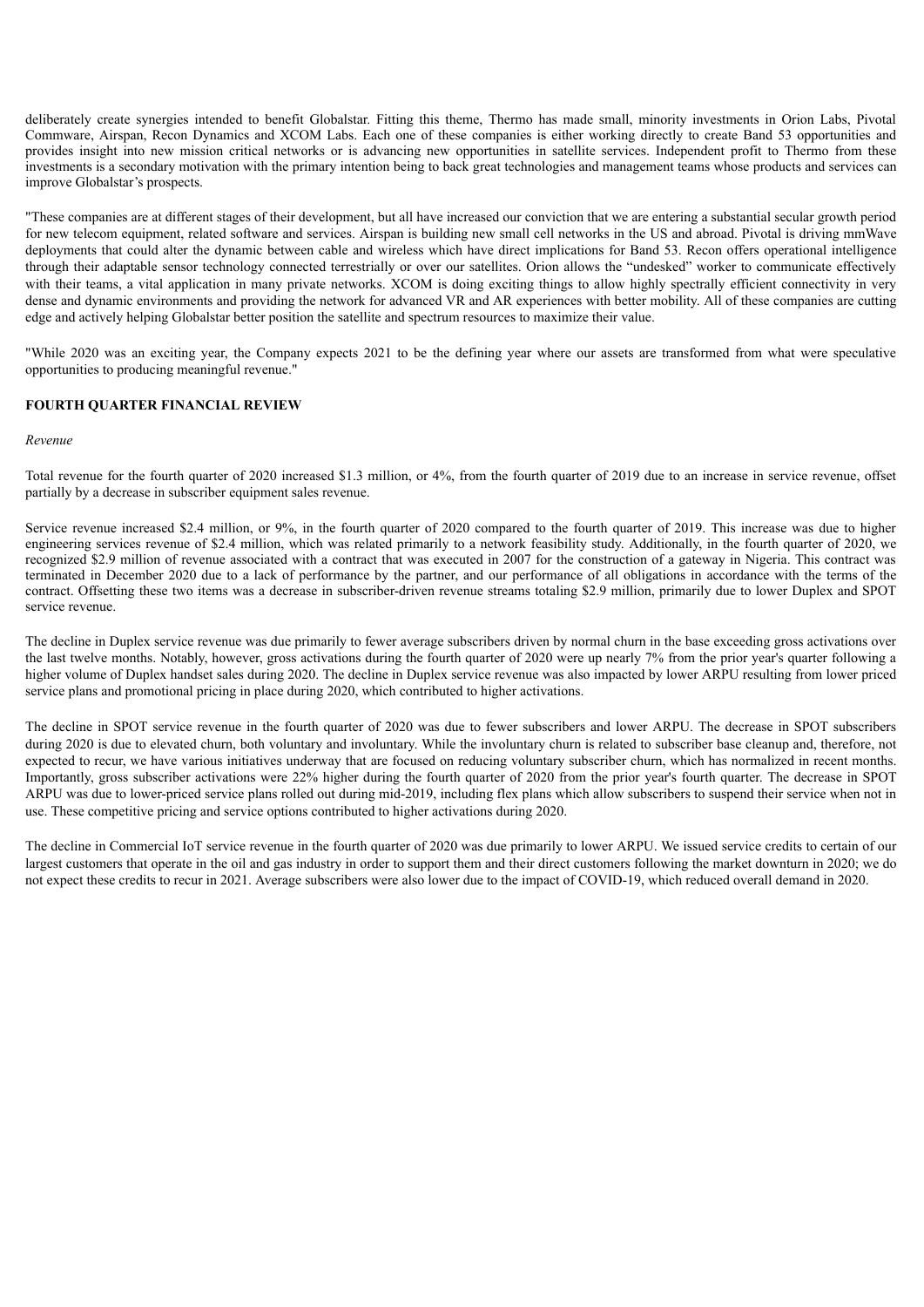deliberately create synergies intended to benefit Globalstar. Fitting this theme, Thermo has made small, minority investments in Orion Labs, Pivotal Commware, Airspan, Recon Dynamics and XCOM Labs. Each one of these companies is either working directly to create Band 53 opportunities and provides insight into new mission critical networks or is advancing new opportunities in satellite services. Independent profit to Thermo from these investments is a secondary motivation with the primary intention being to back great technologies and management teams whose products and services can improve Globalstar's prospects.

"These companies are at different stages of their development, but all have increased our conviction that we are entering a substantial secular growth period for new telecom equipment, related software and services. Airspan is building new small cell networks in the US and abroad. Pivotal is driving mmWave deployments that could alter the dynamic between cable and wireless which have direct implications for Band 53. Recon offers operational intelligence through their adaptable sensor technology connected terrestrially or over our satellites. Orion allows the "undesked" worker to communicate effectively with their teams, a vital application in many private networks. XCOM is doing exciting things to allow highly spectrally efficient connectivity in very dense and dynamic environments and providing the network for advanced VR and AR experiences with better mobility. All of these companies are cutting edge and actively helping Globalstar better position the satellite and spectrum resources to maximize their value.

"While 2020 was an exciting year, the Company expects 2021 to be the defining year where our assets are transformed from what were speculative opportunities to producing meaningful revenue."

**FOURTH QUARTER FINANCIAL REVIEW**

*Revenue*

Total revenue for the fourth quarter of 2020 increased $1.3 million, or 4%, from the fourth quarter of 2019 due to an increase in service revenue, offset partially by a decrease in subscriber equipment sales revenue.

Service revenue increased $2.4 million, or 9%, in the fourth quarter of 2020 compared to the fourth quarter of 2019. This increase was due to higher engineering services revenue of $2.4 million, which was related primarily to a network feasibility study. Additionally, in the fourth quarter of 2020, we recognized $2.9 million of revenue associated with a contract that was executed in 2007 for the construction of a gateway in Nigeria. This contract was terminated in December 2020 due to a lack of performance by the partner, and our performance of all obligations in accordance with the terms of the contract. Offsetting these two items was a decrease in subscriber-driven revenue streams totaling $2.9 million, primarily due to lower Duplex and SPOT service revenue.

The decline in Duplex service revenue was due primarily to fewer average subscribers driven by normal churn in the base exceeding gross activations over the last twelve months. Notably, however, gross activations during the fourth quarter of 2020 were up nearly 7% from the prior year's quarter following a higher volume of Duplex handset sales during 2020. The decline in Duplex service revenue was also impacted by lower ARPU resulting from lower priced service plans and promotional pricing in place during 2020, which contributed to higher activations.

The decline in SPOT service revenue in the fourth quarter of 2020 was due to fewer subscribers and lower ARPU. The decrease in SPOT subscribers during 2020 is due to elevated churn, both voluntary and involuntary. While the involuntary churn is related to subscriber base cleanup and, therefore, not expected to recur, we have various initiatives underway that are focused on reducing voluntary subscriber churn, which has normalized in recent months. Importantly, gross subscriber activations were 22% higher during the fourth quarter of 2020 from the prior year's fourth quarter. The decrease in SPOT ARPU was due to lower-priced service plans rolled out during mid-2019, including flex plans which allow subscribers to suspend their service when not in use. These competitive pricing and service options contributed to higher activations during 2020.

The decline in Commercial IoT service revenue in the fourth quarter of 2020 was due primarily to lower ARPU. We issued service credits to certain of our largest customers that operate in the oil and gas industry in order to support them and their direct customers following the market downturn in 2020; we do not expect these credits to recur in 2021. Average subscribers were also lower due to the impact of COVID-19, which reduced overall demand in 2020.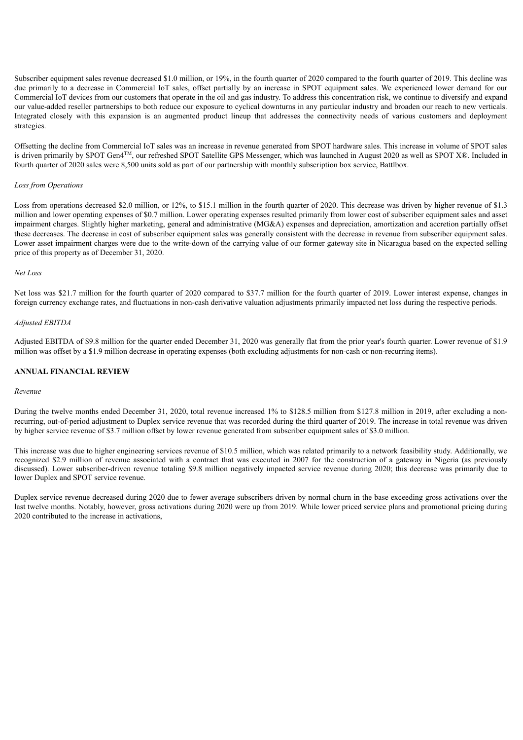Subscriber equipment sales revenue decreased $1.0 million, or 19%, in the fourth quarter of 2020 compared to the fourth quarter of 2019. This decline was due primarily to a decrease in Commercial IoT sales, offset partially by an increase in SPOT equipment sales. We experienced lower demand for our Commercial IoT devices from our customers that operate in the oil and gas industry. To address this concentration risk, we continue to diversify and expand our value-added reseller partnerships to both reduce our exposure to cyclical downturns in any particular industry and broaden our reach to new verticals. Integrated closely with this expansion is an augmented product lineup that addresses the connectivity needs of various customers and deployment strategies.

Offsetting the decline from Commercial IoT sales was an increase in revenue generated from SPOT hardware sales. This increase in volume of SPOT sales is driven primarily by SPOT Gen4™, our refreshed SPOT Satellite GPS Messenger, which was launched in August 2020 as well as SPOT X®. Included in fourth quarter of 2020 sales were 8,500 units sold as part of our partnership with monthly subscription box service, Battlbox.

*Loss from Operations*

Loss from operations decreased $2.0 million, or 12%, to $15.1 million in the fourth quarter of 2020. This decrease was driven by higher revenue of $1.3 million and lower operating expenses of $0.7 million. Lower operating expenses resulted primarily from lower cost of subscriber equipment sales and asset impairment charges. Slightly higher marketing, general and administrative (MG&A) expenses and depreciation, amortization and accretion partially offset these decreases. The decrease in cost of subscriber equipment sales was generally consistent with the decrease in revenue from subscriber equipment sales. Lower asset impairment charges were due to the write-down of the carrying value of our former gateway site in Nicaragua based on the expected selling price of this property as of December 31, 2020.

*Net Loss*

Net loss was $21.7 million for the fourth quarter of 2020 compared to $37.7 million for the fourth quarter of 2019. Lower interest expense, changes in foreign currency exchange rates, and fluctuations in non-cash derivative valuation adjustments primarily impacted net loss during the respective periods.

*Adjusted EBITDA*

Adjusted EBITDA of $9.8 million for the quarter ended December 31, 2020 was generally flat from the prior year's fourth quarter. Lower revenue of $1.9 million was offset by a $1.9 million decrease in operating expenses (both excluding adjustments for non-cash or non-recurring items).

**ANNUAL FINANCIAL REVIEW**

*Revenue*

During the twelve months ended December 31, 2020, total revenue increased 1% to $128.5 million from $127.8 million in 2019, after excluding a non-recurring, out-of-period adjustment to Duplex service revenue that was recorded during the third quarter of 2019. The increase in total revenue was driven by higher service revenue of $3.7 million offset by lower revenue generated from subscriber equipment sales of $3.0 million.

This increase was due to higher engineering services revenue of $10.5 million, which was related primarily to a network feasibility study. Additionally, we recognized $2.9 million of revenue associated with a contract that was executed in 2007 for the construction of a gateway in Nigeria (as previously discussed). Lower subscriber-driven revenue totaling $9.8 million negatively impacted service revenue during 2020; this decrease was primarily due to lower Duplex and SPOT service revenue.

Duplex service revenue decreased during 2020 due to fewer average subscribers driven by normal churn in the base exceeding gross activations over the last twelve months. Notably, however, gross activations during 2020 were up from 2019. While lower priced service plans and promotional pricing during 2020 contributed to the increase in activations,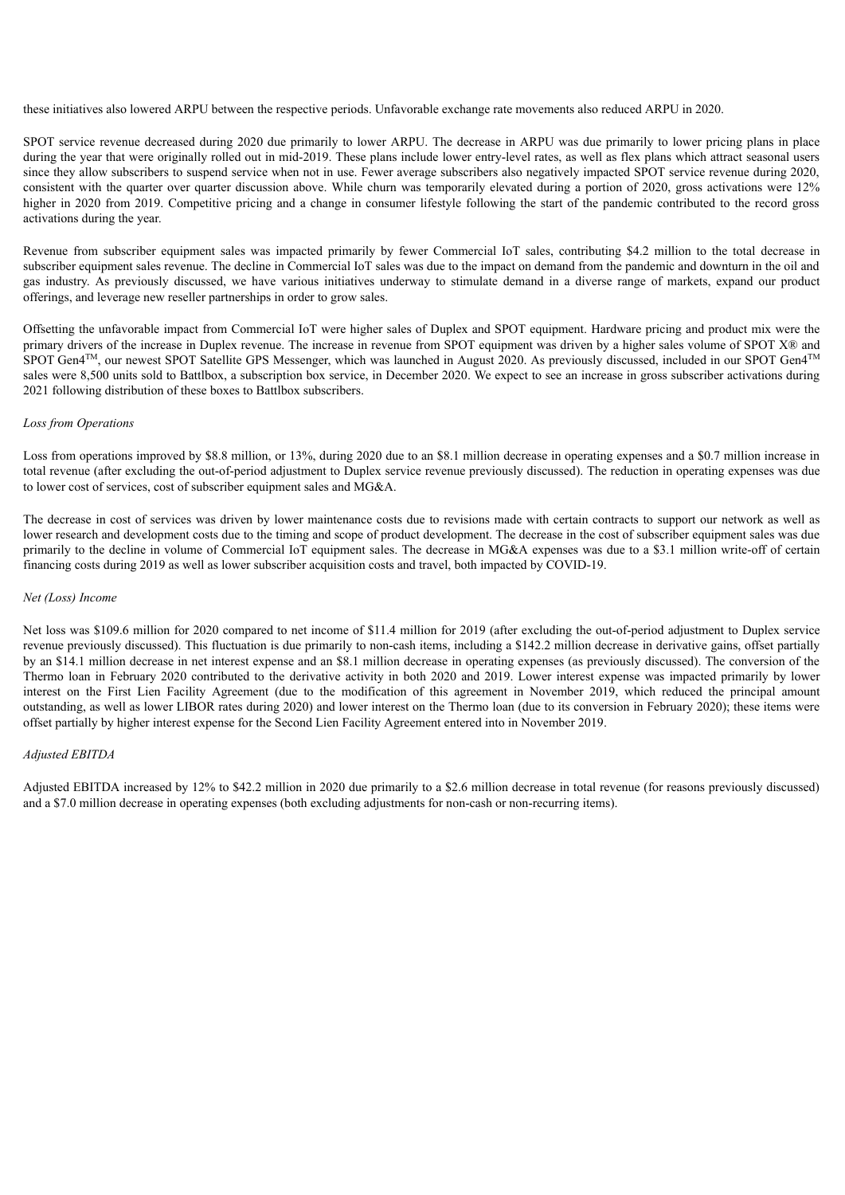these initiatives also lowered ARPU between the respective periods. Unfavorable exchange rate movements also reduced ARPU in 2020.

SPOT service revenue decreased during 2020 due primarily to lower ARPU. The decrease in ARPU was due primarily to lower pricing plans in place during the year that were originally rolled out in mid-2019. These plans include lower entry-level rates, as well as flex plans which attract seasonal users since they allow subscribers to suspend service when not in use. Fewer average subscribers also negatively impacted SPOT service revenue during 2020, consistent with the quarter over quarter discussion above. While churn was temporarily elevated during a portion of 2020, gross activations were 12% higher in 2020 from 2019. Competitive pricing and a change in consumer lifestyle following the start of the pandemic contributed to the record gross activations during the year.

Revenue from subscriber equipment sales was impacted primarily by fewer Commercial IoT sales, contributing \$4.2 million to the total decrease in subscriber equipment sales revenue. The decline in Commercial IoT sales was due to the impact on demand from the pandemic and downturn in the oil and gas industry. As previously discussed, we have various initiatives underway to stimulate demand in a diverse range of markets, expand our product offerings, and leverage new reseller partnerships in order to grow sales.

Offsetting the unfavorable impact from Commercial IoT were higher sales of Duplex and SPOT equipment. Hardware pricing and product mix were the primary drivers of the increase in Duplex revenue. The increase in revenue from SPOT equipment was driven by a higher sales volume of SPOT X® and SPOT Gen4™, our newest SPOT Satellite GPS Messenger, which was launched in August 2020. As previously discussed, included in our SPOT Gen4™ sales were 8,500 units sold to Battlbox, a subscription box service, in December 2020. We expect to see an increase in gross subscriber activations during 2021 following distribution of these boxes to Battlbox subscribers.

*Loss from Operations*

Loss from operations improved by \$8.8 million, or 13%, during 2020 due to an \$8.1 million decrease in operating expenses and a \$0.7 million increase in total revenue (after excluding the out-of-period adjustment to Duplex service revenue previously discussed). The reduction in operating expenses was due to lower cost of services, cost of subscriber equipment sales and MG&A.

The decrease in cost of services was driven by lower maintenance costs due to revisions made with certain contracts to support our network as well as lower research and development costs due to the timing and scope of product development. The decrease in the cost of subscriber equipment sales was due primarily to the decline in volume of Commercial IoT equipment sales. The decrease in MG&A expenses was due to a \$3.1 million write-off of certain financing costs during 2019 as well as lower subscriber acquisition costs and travel, both impacted by COVID-19.

*Net (Loss) Income*

Net loss was \$109.6 million for 2020 compared to net income of \$11.4 million for 2019 (after excluding the out-of-period adjustment to Duplex service revenue previously discussed). This fluctuation is due primarily to non-cash items, including a \$142.2 million decrease in derivative gains, offset partially by an \$14.1 million decrease in net interest expense and an \$8.1 million decrease in operating expenses (as previously discussed). The conversion of the Thermo loan in February 2020 contributed to the derivative activity in both 2020 and 2019. Lower interest expense was impacted primarily by lower interest on the First Lien Facility Agreement (due to the modification of this agreement in November 2019, which reduced the principal amount outstanding, as well as lower LIBOR rates during 2020) and lower interest on the Thermo loan (due to its conversion in February 2020); these items were offset partially by higher interest expense for the Second Lien Facility Agreement entered into in November 2019.

*Adjusted EBITDA*

Adjusted EBITDA increased by 12% to \$42.2 million in 2020 due primarily to a \$2.6 million decrease in total revenue (for reasons previously discussed) and a \$7.0 million decrease in operating expenses (both excluding adjustments for non-cash or non-recurring items).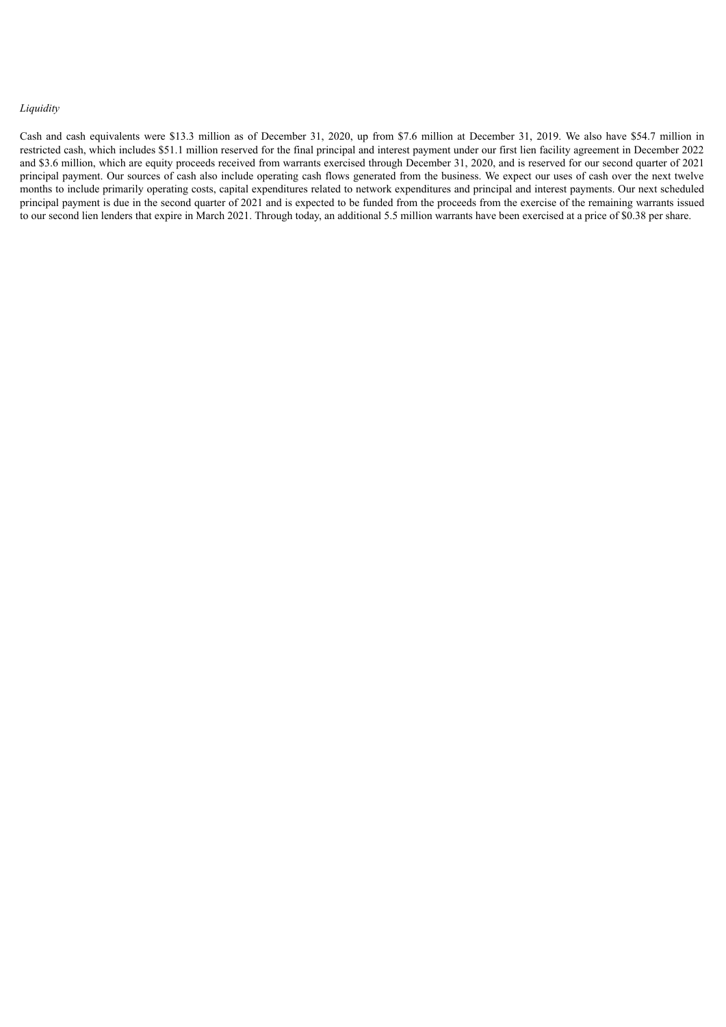*Liquidity*

Cash and cash equivalents were $13.3 million as of December 31, 2020, up from $7.6 million at December 31, 2019. We also have $54.7 million in restricted cash, which includes $51.1 million reserved for the final principal and interest payment under our first lien facility agreement in December 2022 and $3.6 million, which are equity proceeds received from warrants exercised through December 31, 2020, and is reserved for our second quarter of 2021 principal payment. Our sources of cash also include operating cash flows generated from the business. We expect our uses of cash over the next twelve months to include primarily operating costs, capital expenditures related to network expenditures and principal and interest payments. Our next scheduled principal payment is due in the second quarter of 2021 and is expected to be funded from the proceeds from the exercise of the remaining warrants issued to our second lien lenders that expire in March 2021. Through today, an additional 5.5 million warrants have been exercised at a price of $0.38 per share.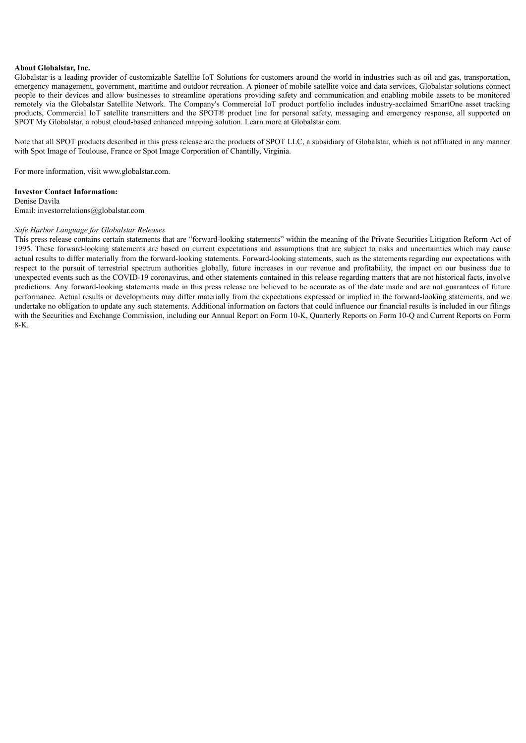**About Globalstar, Inc.**

Globalstar is a leading provider of customizable Satellite IoT Solutions for customers around the world in industries such as oil and gas, transportation, emergency management, government, maritime and outdoor recreation. A pioneer of mobile satellite voice and data services, Globalstar solutions connect people to their devices and allow businesses to streamline operations providing safety and communication and enabling mobile assets to be monitored remotely via the Globalstar Satellite Network. The Company's Commercial IoT product portfolio includes industry-acclaimed SmartOne asset tracking products, Commercial IoT satellite transmitters and the SPOT® product line for personal safety, messaging and emergency response, all supported on SPOT My Globalstar, a robust cloud-based enhanced mapping solution. Learn more at Globalstar.com.

Note that all SPOT products described in this press release are the products of SPOT LLC, a subsidiary of Globalstar, which is not affiliated in any manner with Spot Image of Toulouse, France or Spot Image Corporation of Chantilly, Virginia.

For more information, visit www.globalstar.com.

**Investor Contact Information:**

Denise Davila

Email: investorrelations@globalstar.com

*Safe Harbor Language for Globalstar Releases*

This press release contains certain statements that are "forward-looking statements" within the meaning of the Private Securities Litigation Reform Act of 1995. These forward-looking statements are based on current expectations and assumptions that are subject to risks and uncertainties which may cause actual results to differ materially from the forward-looking statements. Forward-looking statements, such as the statements regarding our expectations with respect to the pursuit of terrestrial spectrum authorities globally, future increases in our revenue and profitability, the impact on our business due to unexpected events such as the COVID-19 coronavirus, and other statements contained in this release regarding matters that are not historical facts, involve predictions. Any forward-looking statements made in this press release are believed to be accurate as of the date made and are not guarantees of future performance. Actual results or developments may differ materially from the expectations expressed or implied in the forward-looking statements, and we undertake no obligation to update any such statements. Additional information on factors that could influence our financial results is included in our filings with the Securities and Exchange Commission, including our Annual Report on Form 10-K, Quarterly Reports on Form 10-Q and Current Reports on Form 8-K.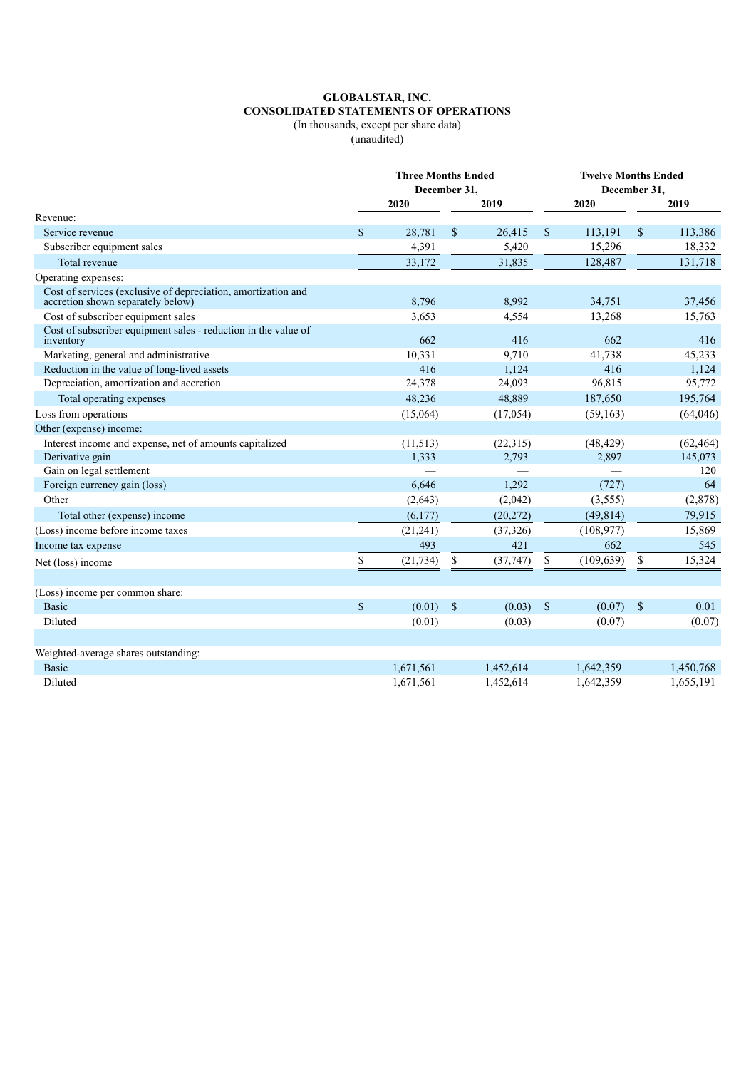**GLOBALSTAR, INC.**
**CONSOLIDATED STATEMENTS OF OPERATIONS**
(In thousands, except per share data)
(unaudited)

| | Three Months Ended December 31, | | Twelve Months Ended December 31, | |
|---|---|---|---|---|
| | 2020 | 2019 | 2020 | 2019 |
| Revenue: | | | | |
| Service revenue | $ 28,781 | $ 26,415 | $ 113,191 | $ 113,386 |
| Subscriber equipment sales | 4,391 | 5,420 | 15,296 | 18,332 |
| Total revenue | 33,172 | 31,835 | 128,487 | 131,718 |
| Operating expenses: | | | | |
| Cost of services (exclusive of depreciation, amortization and accretion shown separately below) | 8,796 | 8,992 | 34,751 | 37,456 |
| Cost of subscriber equipment sales | 3,653 | 4,554 | 13,268 | 15,763 |
| Cost of subscriber equipment sales - reduction in the value of inventory | 662 | 416 | 662 | 416 |
| Marketing, general and administrative | 10,331 | 9,710 | 41,738 | 45,233 |
| Reduction in the value of long-lived assets | 416 | 1,124 | 416 | 1,124 |
| Depreciation, amortization and accretion | 24,378 | 24,093 | 96,815 | 95,772 |
| Total operating expenses | 48,236 | 48,889 | 187,650 | 195,764 |
| Loss from operations | (15,064) | (17,054) | (59,163) | (64,046) |
| Other (expense) income: | | | | |
| Interest income and expense, net of amounts capitalized | (11,513) | (22,315) | (48,429) | (62,464) |
| Derivative gain | 1,333 | 2,793 | 2,897 | 145,073 |
| Gain on legal settlement | — | — | — | 120 |
| Foreign currency gain (loss) | 6,646 | 1,292 | (727) | 64 |
| Other | (2,643) | (2,042) | (3,555) | (2,878) |
| Total other (expense) income | (6,177) | (20,272) | (49,814) | 79,915 |
| (Loss) income before income taxes | (21,241) | (37,326) | (108,977) | 15,869 |
| Income tax expense | 493 | 421 | 662 | 545 |
| Net (loss) income | $ (21,734) | $ (37,747) | $ (109,639) | $ 15,324 |
| | | | | |
| (Loss) income per common share: | | | | |
| Basic | $ (0.01) | $ (0.03) | $ (0.07) | $ 0.01 |
| Diluted | (0.01) | (0.03) | (0.07) | (0.07) |
| | | | | |
| Weighted-average shares outstanding: | | | | |
| Basic | 1,671,561 | 1,452,614 | 1,642,359 | 1,450,768 |
| Diluted | 1,671,561 | 1,452,614 | 1,642,359 | 1,655,191 |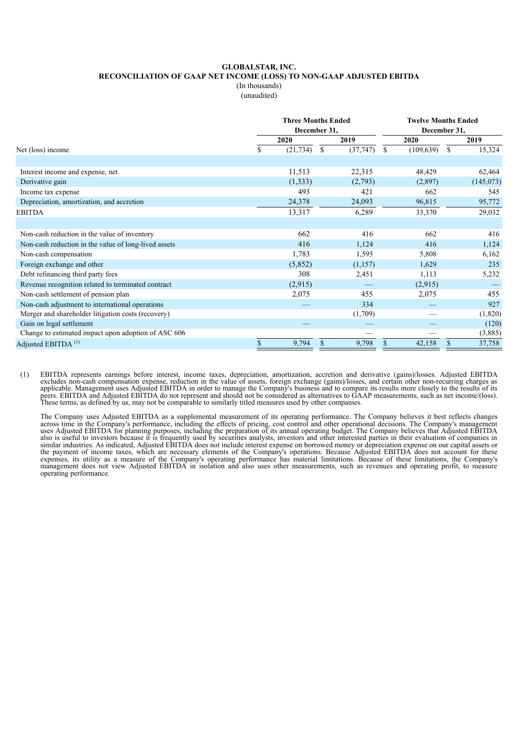# GLOBALSTAR, INC.

## RECONCILIATION OF GAAP NET INCOME (LOSS) TO NON-GAAP ADJUSTED EBITDA

(In thousands)

(unaudited)

| | Three Months Ended December 31, | | Twelve Months Ended December 31, | |
|---|---|---|---|---|
| | 2020 | 2019 | 2020 | 2019 |
| Net (loss) income | $ (21,734) | $ (37,747) | $ (109,639) | $ 15,324 |
| | | | | |
| Interest income and expense, net | 11,513 | 22,315 | 48,429 | 62,464 |
| Derivative gain | (1,333) | (2,793) | (2,897) | (145,073) |
| Income tax expense | 493 | 421 | 662 | 545 |
| Depreciation, amortization, and accretion | 24,378 | 24,093 | 96,815 | 95,772 |
| EBITDA | 13,317 | 6,289 | 33,370 | 29,032 |
| | | | | |
| Non-cash reduction in the value of inventory | 662 | 416 | 662 | 416 |
| Non-cash reduction in the value of long-lived assets | 416 | 1,124 | 416 | 1,124 |
| Non-cash compensation | 1,783 | 1,595 | 5,808 | 6,162 |
| Foreign exchange and other | (5,852) | (1,157) | 1,629 | 235 |
| Debt refinancing third party fees | 308 | 2,451 | 1,113 | 5,232 |
| Revenue recognition related to terminated contract | (2,915) | — | (2,915) | — |
| Non-cash settlement of pension plan | 2,075 | 455 | 2,075 | 455 |
| Non-cash adjustment to international operations | — | 334 | — | 927 |
| Merger and shareholder litigation costs (recovery) | | (1,709) | — | (1,820) |
| Gain on legal settlement | — | — | — | (120) |
| Change to estimated impact upon adoption of ASC 606 | | — | — | (3,885) |
| Adjusted EBITDA [(1)] | $ 9,794 | $ 9,798 | $ 42,158 | $ 37,758 |

(1) EBITDA represents earnings before interest, income taxes, depreciation, amortization, accretion and derivative (gains)/losses. Adjusted EBITDA excludes non-cash compensation expense, reduction in the value of assets, foreign exchange (gains)/losses, and certain other non-recurring charges as applicable. Management uses Adjusted EBITDA in order to manage the Company's business and to compare its results more closely to the results of its peers. EBITDA and Adjusted EBITDA do not represent and should not be considered as alternatives to GAAP measurements, such as net income/(loss). These terms, as defined by us, may not be comparable to similarly titled measures used by other companies.

The Company uses Adjusted EBITDA as a supplemental measurement of its operating performance. The Company believes it best reflects changes across time in the Company's performance, including the effects of pricing, cost control and other operational decisions. The Company's management uses Adjusted EBITDA for planning purposes, including the preparation of its annual operating budget. The Company believes that Adjusted EBITDA also is useful to investors because it is frequently used by securities analysts, investors and other interested parties in their evaluation of companies in similar industries. As indicated, Adjusted EBITDA does not include interest expense on borrowed money or depreciation expense on our capital assets or the payment of income taxes, which are necessary elements of the Company's operations. Because Adjusted EBITDA does not account for these expenses, its utility as a measure of the Company's operating performance has material limitations. Because of these limitations, the Company's management does not view Adjusted EBITDA in isolation and also uses other measurements, such as revenues and operating profit, to measure operating performance.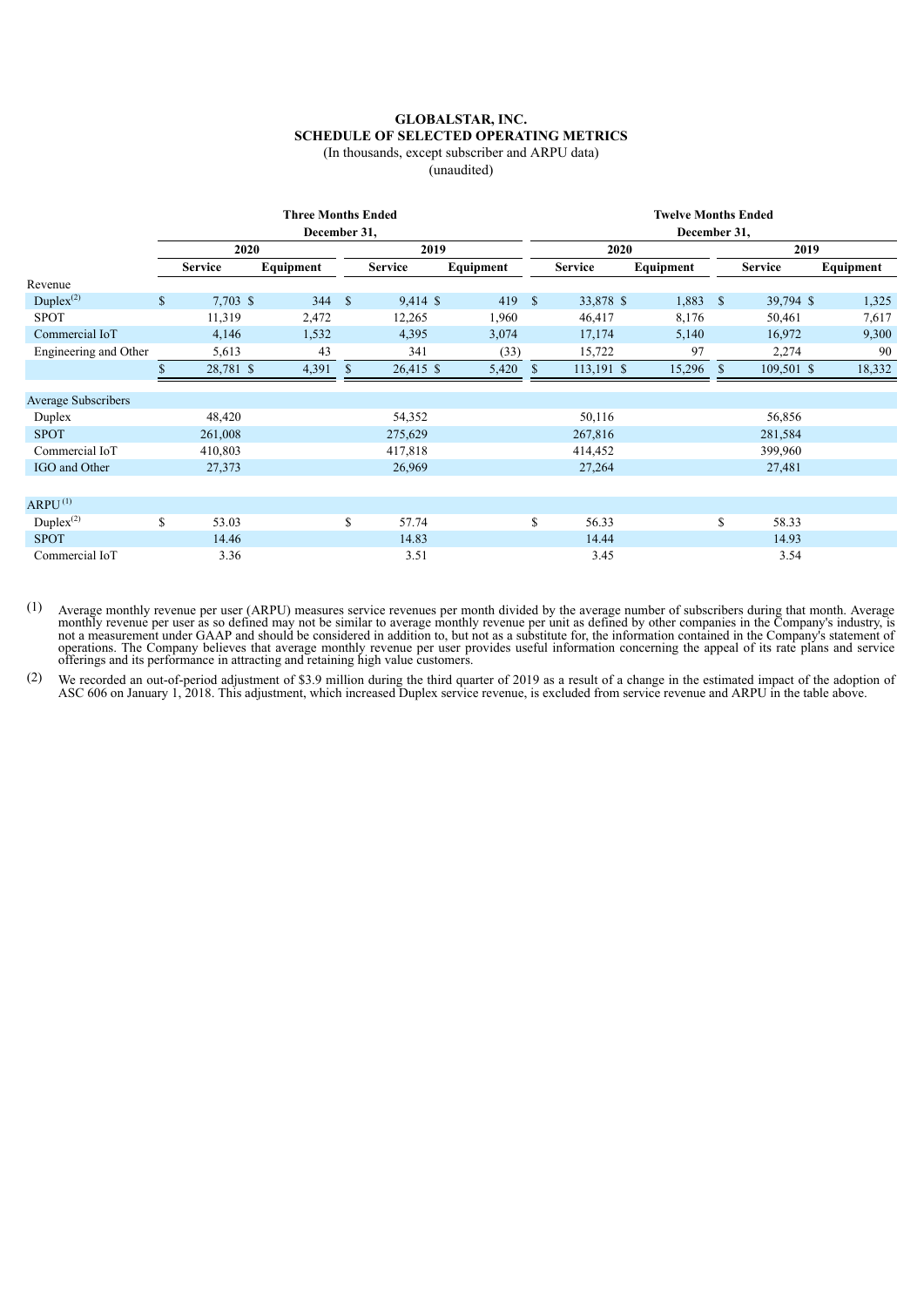# GLOBALSTAR, INC.
## SCHEDULE OF SELECTED OPERATING METRICS

(In thousands, except subscriber and ARPU data)
(unaudited)

| | Three Months Ended December 31, | | | | Twelve Months Ended December 31, | | | |
|---|---|---|---|---|---|---|---|---|
| | 2020 | | 2019 | | 2020 | | 2019 | |
| | Service | Equipment | Service | Equipment | Service | Equipment | Service | Equipment |
| Revenue | | | | | | | | |
| Duplex[(2)] | $ 7,703 | $ 344 | $ 9,414 | $ 419 | $ 33,878 | $ 1,883 | $ 39,794 | $ 1,325 |
| SPOT | 11,319 | 2,472 | 12,265 | 1,960 | 46,417 | 8,176 | 50,461 | 7,617 |
| Commercial IoT | 4,146 | 1,532 | 4,395 | 3,074 | 17,174 | 5,140 | 16,972 | 9,300 |
| Engineering and Other | 5,613 | 43 | 341 | (33) | 15,722 | 97 | 2,274 | 90 |
| | $ 28,781 | $ 4,391 | $ 26,415 | $ 5,420 | $ 113,191 | $ 15,296 | $ 109,501 | $ 18,332 |
| Average Subscribers | | | | | | | | |
| Duplex | 48,420 | | 54,352 | | 50,116 | | 56,856 | |
| SPOT | 261,008 | | 275,629 | | 267,816 | | 281,584 | |
| Commercial IoT | 410,803 | | 417,818 | | 414,452 | | 399,960 | |
| IGO and Other | 27,373 | | 26,969 | | 27,264 | | 27,481 | |
| ARPU[(1)] | | | | | | | | |
| Duplex[(2)] | $ 53.03 | | $ 57.74 | | $ 56.33 | | $ 58.33 | |
| SPOT | 14.46 | | 14.83 | | 14.44 | | 14.93 | |
| Commercial IoT | 3.36 | | 3.51 | | 3.45 | | 3.54 | |

(1) Average monthly revenue per user (ARPU) measures service revenues per month divided by the average number of subscribers during that month. Average monthly revenue per user as so defined may not be similar to average monthly revenue per unit as defined by other companies in the Company's industry, is not a measurement under GAAP and should be considered in addition to, but not as a substitute for, the information contained in the Company's statement of operations. The Company believes that average monthly revenue per user provides useful information concerning the appeal of its rate plans and service offerings and its performance in attracting and retaining high value customers.

(2) We recorded an out-of-period adjustment of $3.9 million during the third quarter of 2019 as a result of a change in the estimated impact of the adoption of ASC 606 on January 1, 2018. This adjustment, which increased Duplex service revenue, is excluded from service revenue and ARPU in the table above.